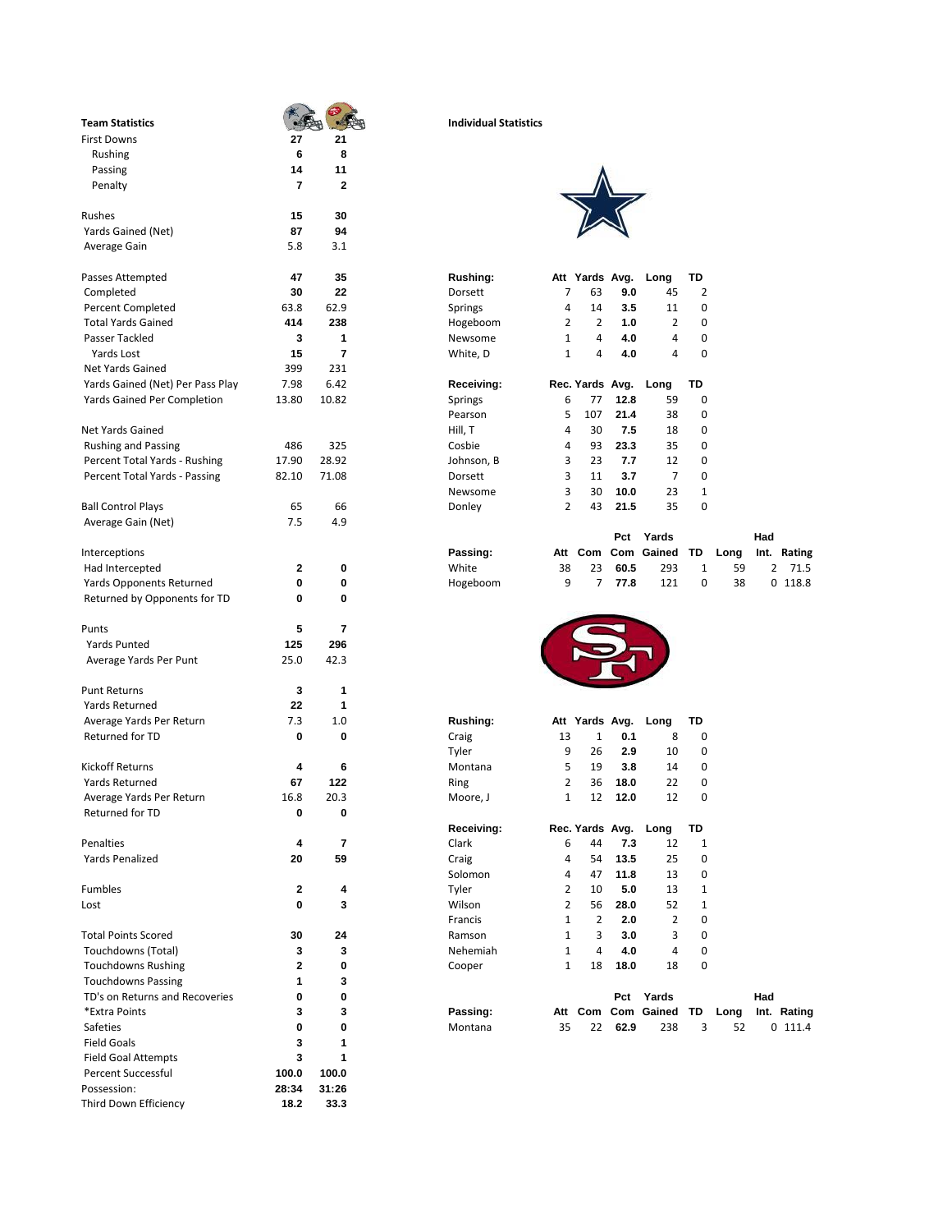**Team Statistics**

| Team Statistics | Cowboys | 49ers |
|---|---|---|
| First Downs | 27 | 21 |
| Rushing | 6 | 8 |
| Passing | 14 | 11 |
| Penalty | 7 | 2 |
| | | |
| Rushes | 15 | 30 |
| Yards Gained (Net) | 87 | 94 |
| Average Gain | 5.8 | 3.1 |
| | | |
| Passes Attempted | 47 | 35 |
| Completed | 30 | 22 |
| Percent Completed | 63.8 | 62.9 |
| Total Yards Gained | 414 | 238 |
| Passer Tackled | 3 | 1 |
| Yards Lost | 15 | 7 |
| Net Yards Gained | 399 | 231 |
| Yards Gained (Net) Per Pass Play | 7.98 | 6.42 |
| Yards Gained Per Completion | 13.80 | 10.82 |
| | | |
| Net Yards Gained | | |
| Rushing and Passing | 486 | 325 |
| Percent Total Yards - Rushing | 17.90 | 28.92 |
| Percent Total Yards - Passing | 82.10 | 71.08 |
| | | |
| Ball Control Plays | 65 | 66 |
| Average Gain (Net) | 7.5 | 4.9 |
| | | |
| Interceptions | | |
| Had Intercepted | 2 | 0 |
| Yards Opponents Returned | 0 | 0 |
| Returned by Opponents for TD | 0 | 0 |
| | | |
| Punts | 5 | 7 |
| Yards Punted | 125 | 296 |
| Average Yards Per Punt | 25.0 | 42.3 |
| | | |
| Punt Returns | 3 | 1 |
| Yards Returned | 22 | 1 |
| Average Yards Per Return | 7.3 | 1.0 |
| Returned for TD | 0 | 0 |
| | | |
| Kickoff Returns | 4 | 6 |
| Yards Returned | 67 | 122 |
| Average Yards Per Return | 16.8 | 20.3 |
| Returned for TD | 0 | 0 |
| | | |
| Penalties | 4 | 7 |
| Yards Penalized | 20 | 59 |
| | | |
| Fumbles | 2 | 4 |
| Lost | 0 | 3 |
| | | |
| Total Points Scored | 30 | 24 |
| Touchdowns (Total) | 3 | 3 |
| Touchdowns Rushing | 2 | 0 |
| Touchdowns Passing | 1 | 3 |
| TD's on Returns and Recoveries | 0 | 0 |
| *Extra Points | 3 | 3 |
| Safeties | 0 | 0 |
| Field Goals | 3 | 1 |
| Field Goal Attempts | 3 | 1 |
| Percent Successful | 100.0 | 100.0 |
| Possession: | 28:34 | 31:26 |
| Third Down Efficiency | 18.2 | 33.3 |

**Individual Statistics**

| Rushing: | Att | Yards | Avg. | Long | TD |
|---|---|---|---|---|---|
| Dorsett | 7 | 63 | 9.0 | 45 | 2 |
| Springs | 4 | 14 | 3.5 | 11 | 0 |
| Hogeboom | 2 | 2 | 1.0 | 2 | 0 |
| Newsome | 1 | 4 | 4.0 | 4 | 0 |
| White, D | 1 | 4 | 4.0 | 4 | 0 |

| Receiving: | Rec. | Yards | Avg. | Long | TD |
|---|---|---|---|---|---|
| Springs | 6 | 77 | 12.8 | 59 | 0 |
| Pearson | 5 | 107 | 21.4 | 38 | 0 |
| Hill, T | 4 | 30 | 7.5 | 18 | 0 |
| Cosbie | 4 | 93 | 23.3 | 35 | 0 |
| Johnson, B | 3 | 23 | 7.7 | 12 | 0 |
| Dorsett | 3 | 11 | 3.7 | 7 | 0 |
| Newsome | 3 | 30 | 10.0 | 23 | 1 |
| Donley | 2 | 43 | 21.5 | 35 | 0 |

| Passing: | Att | Com | Pct Com | Yards Gained | TD | Long | Had Int. | Rating |
|---|---|---|---|---|---|---|---|---|
| White | 38 | 23 | 60.5 | 293 | 1 | 59 | 2 | 71.5 |
| Hogeboom | 9 | 7 | 77.8 | 121 | 0 | 38 | 0 | 118.8 |

| Rushing: | Att | Yards | Avg. | Long | TD |
|---|---|---|---|---|---|
| Craig | 13 | 1 | 0.1 | 8 | 0 |
| Tyler | 9 | 26 | 2.9 | 10 | 0 |
| Montana | 5 | 19 | 3.8 | 14 | 0 |
| Ring | 2 | 36 | 18.0 | 22 | 0 |
| Moore, J | 1 | 12 | 12.0 | 12 | 0 |

| Receiving: | Rec. | Yards | Avg. | Long | TD |
|---|---|---|---|---|---|
| Clark | 6 | 44 | 7.3 | 12 | 1 |
| Craig | 4 | 54 | 13.5 | 25 | 0 |
| Solomon | 4 | 47 | 11.8 | 13 | 0 |
| Tyler | 2 | 10 | 5.0 | 13 | 1 |
| Wilson | 2 | 56 | 28.0 | 52 | 1 |
| Francis | 1 | 2 | 2.0 | 2 | 0 |
| Ramson | 1 | 3 | 3.0 | 3 | 0 |
| Nehemiah | 1 | 4 | 4.0 | 4 | 0 |
| Cooper | 1 | 18 | 18.0 | 18 | 0 |

| Passing: | Att | Com | Pct Com | Yards Gained | TD | Long | Had Int. | Rating |
|---|---|---|---|---|---|---|---|---|
| Montana | 35 | 22 | 62.9 | 238 | 3 | 52 | 0 | 111.4 |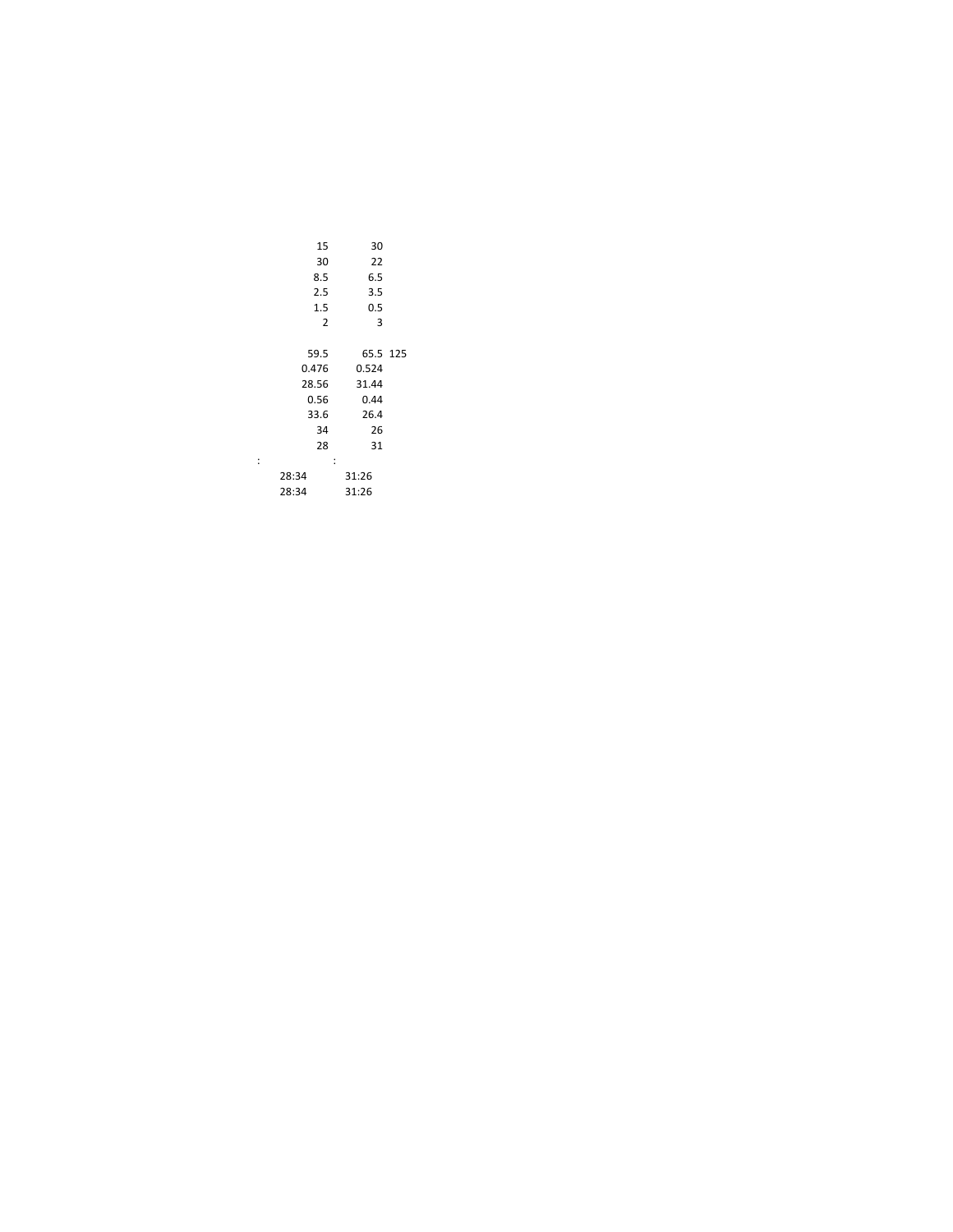| | | | |
|---|---|---|---|
| | 15 | 30 | |
| | 30 | 22 | |
| | 8.5 | 6.5 | |
| | 2.5 | 3.5 | |
| | 1.5 | 0.5 | |
| | 2 | 3 | |
| | | | |
| | 59.5 | 65.5 | 125 |
| | 0.476 | 0.524 | |
| | 28.56 | 31.44 | |
| | 0.56 | 0.44 | |
| | 33.6 | 26.4 | |
| | 34 | 26 | |
| | 28 | 31 | |
| : | | : | |
| 28:34 | | 31:26 | |
| 28:34 | | 31:26 | |